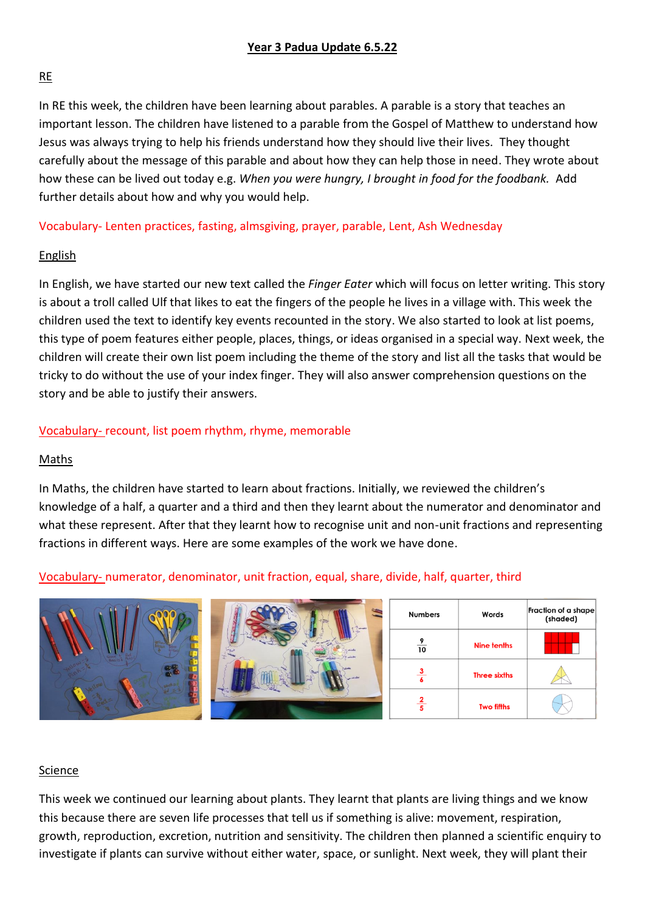# Year 3 Padua Update 6.5.22

## RE

In RE this week, the children have been learning about parables. A parable is a story that teaches an important lesson. The children have listened to a parable from the Gospel of Matthew to understand how Jesus was always trying to help his friends understand how they should live their lives. They thought carefully about the message of this parable and about how they can help those in need. They wrote about how these can be lived out today e.g. *When you were hungry, I brought in food for the foodbank.* Add further details about how and why you would help.

Vocabulary- Lenten practices, fasting, almsgiving, prayer, parable, Lent, Ash Wednesday

## English

In English, we have started our new text called the *Finger Eater* which will focus on letter writing. This story is about a troll called Ulf that likes to eat the fingers of the people he lives in a village with. This week the children used the text to identify key events recounted in the story. We also started to look at list poems, this type of poem features either people, places, things, or ideas organised in a special way. Next week, the children will create their own list poem including the theme of the story and list all the tasks that would be tricky to do without the use of your index finger. They will also answer comprehension questions on the story and be able to justify their answers.

Vocabulary- recount, list poem rhythm, rhyme, memorable

## Maths

In Maths, the children have started to learn about fractions. Initially, we reviewed the children's knowledge of a half, a quarter and a third and then they learnt about the numerator and denominator and what these represent. After that they learnt how to recognise unit and non-unit fractions and representing fractions in different ways. Here are some examples of the work we have done.

Vocabulary- numerator, denominator, unit fraction, equal, share, divide, half, quarter, third

| Numbers | Words | Fraction of a shape (shaded) |
|---|---|---|
| $\frac{9}{10}$ | Nine tenths | |
| $\frac{3}{6}$ | Three sixths | |
| $\frac{2}{5}$ | Two fifths | |

## Science

This week we continued our learning about plants. They learnt that plants are living things and we know this because there are seven life processes that tell us if something is alive: movement, respiration, growth, reproduction, excretion, nutrition and sensitivity. The children then planned a scientific enquiry to investigate if plants can survive without either water, space, or sunlight. Next week, they will plant their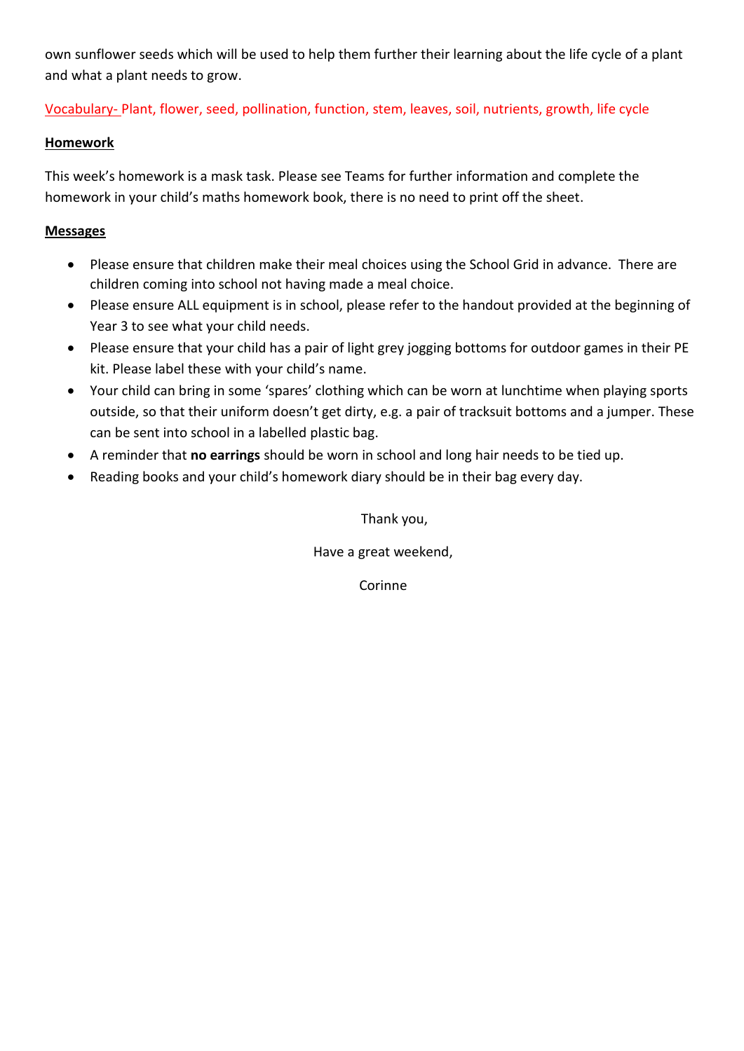own sunflower seeds which will be used to help them further their learning about the life cycle of a plant and what a plant needs to grow.

Vocabulary- Plant, flower, seed, pollination, function, stem, leaves, soil, nutrients, growth, life cycle

**Homework**

This week's homework is a mask task. Please see Teams for further information and complete the homework in your child's maths homework book, there is no need to print off the sheet.

**Messages**

- Please ensure that children make their meal choices using the School Grid in advance. There are children coming into school not having made a meal choice.
- Please ensure ALL equipment is in school, please refer to the handout provided at the beginning of Year 3 to see what your child needs.
- Please ensure that your child has a pair of light grey jogging bottoms for outdoor games in their PE kit. Please label these with your child's name.
- Your child can bring in some 'spares' clothing which can be worn at lunchtime when playing sports outside, so that their uniform doesn't get dirty, e.g. a pair of tracksuit bottoms and a jumper. These can be sent into school in a labelled plastic bag.
- A reminder that **no earrings** should be worn in school and long hair needs to be tied up.
- Reading books and your child's homework diary should be in their bag every day.

Thank you,

Have a great weekend,

Corinne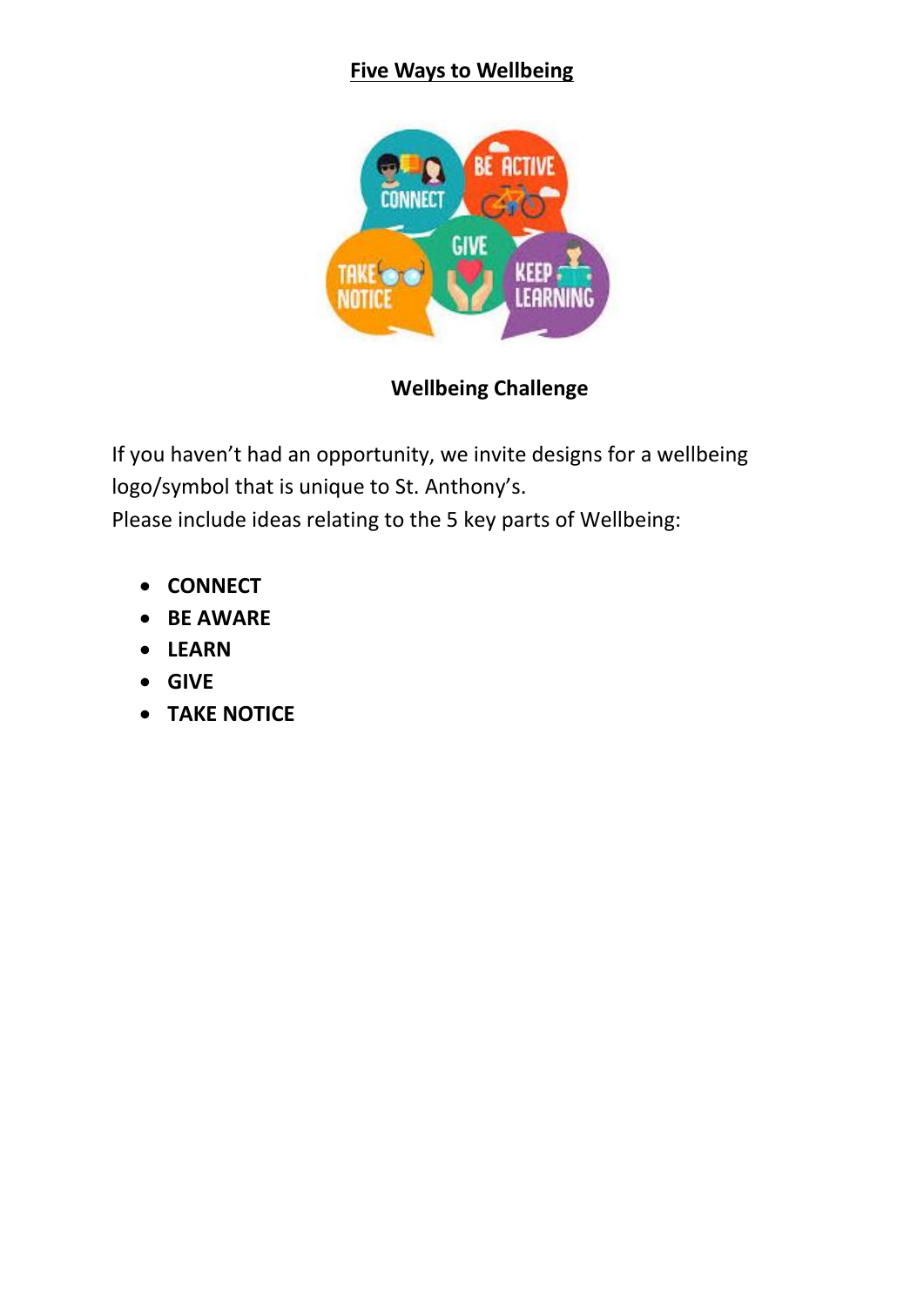# Five Ways to Wellbeing

## Wellbeing Challenge

If you haven't had an opportunity, we invite designs for a wellbeing logo/symbol that is unique to St. Anthony's.
Please include ideas relating to the 5 key parts of Wellbeing:

- **CONNECT**
- **BE AWARE**
- **LEARN**
- **GIVE**
- **TAKE NOTICE**